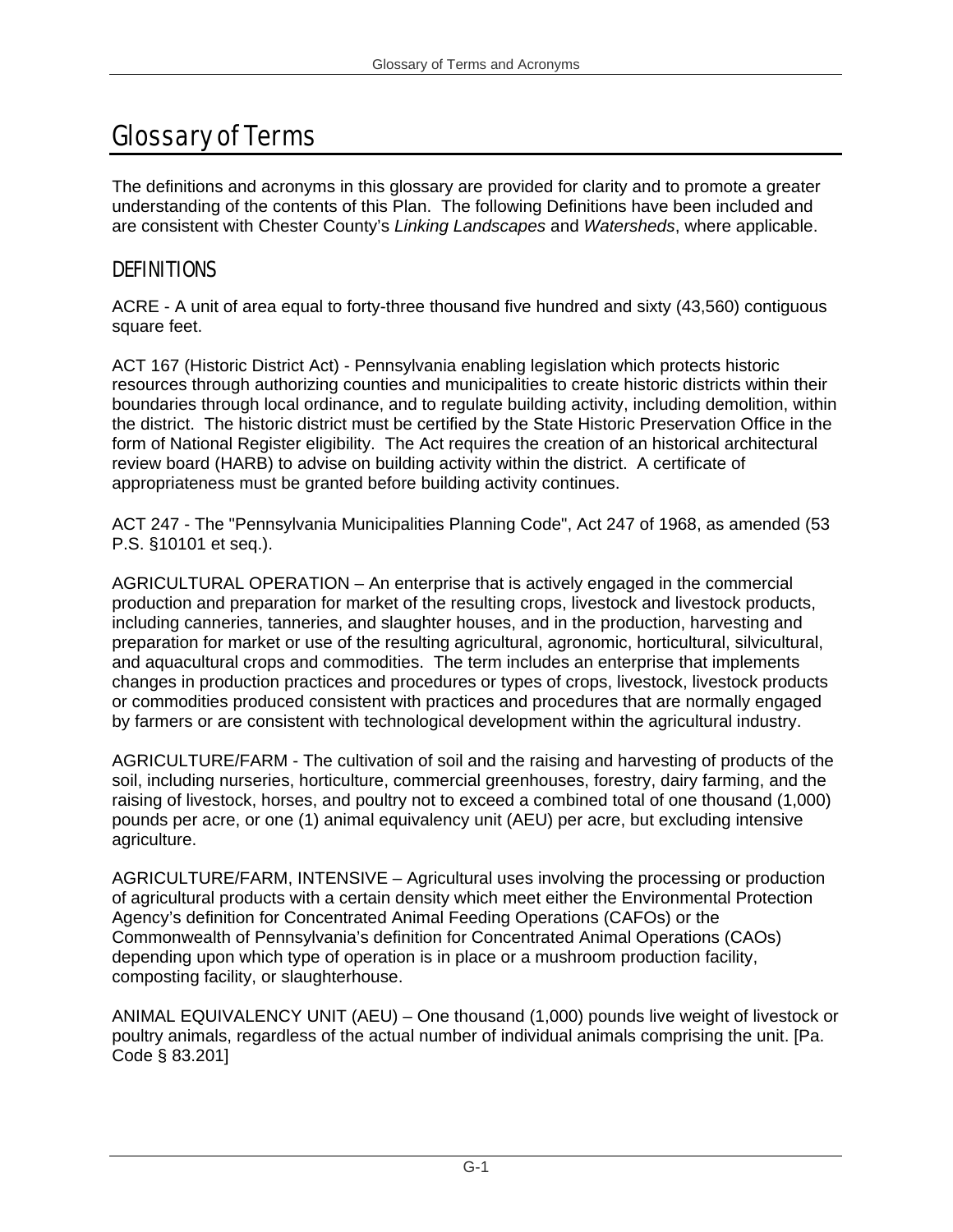# Glossary of Terms

The definitions and acronyms in this glossary are provided for clarity and to promote a greater understanding of the contents of this Plan. The following Definitions have been included and are consistent with Chester County's *Linking Landscapes* and *Watersheds*, where applicable.

## DEFINITIONS

ACRE - A unit of area equal to forty-three thousand five hundred and sixty (43,560) contiguous square feet.

ACT 167 (Historic District Act) - Pennsylvania enabling legislation which protects historic resources through authorizing counties and municipalities to create historic districts within their boundaries through local ordinance, and to regulate building activity, including demolition, within the district. The historic district must be certified by the State Historic Preservation Office in the form of National Register eligibility. The Act requires the creation of an historical architectural review board (HARB) to advise on building activity within the district. A certificate of appropriateness must be granted before building activity continues.

ACT 247 - The "Pennsylvania Municipalities Planning Code", Act 247 of 1968, as amended (53 P.S. §10101 et seq.).

AGRICULTURAL OPERATION – An enterprise that is actively engaged in the commercial production and preparation for market of the resulting crops, livestock and livestock products, including canneries, tanneries, and slaughter houses, and in the production, harvesting and preparation for market or use of the resulting agricultural, agronomic, horticultural, silvicultural, and aquacultural crops and commodities. The term includes an enterprise that implements changes in production practices and procedures or types of crops, livestock, livestock products or commodities produced consistent with practices and procedures that are normally engaged by farmers or are consistent with technological development within the agricultural industry.

AGRICULTURE/FARM - The cultivation of soil and the raising and harvesting of products of the soil, including nurseries, horticulture, commercial greenhouses, forestry, dairy farming, and the raising of livestock, horses, and poultry not to exceed a combined total of one thousand (1,000) pounds per acre, or one (1) animal equivalency unit (AEU) per acre, but excluding intensive agriculture.

AGRICULTURE/FARM, INTENSIVE – Agricultural uses involving the processing or production of agricultural products with a certain density which meet either the Environmental Protection Agency's definition for Concentrated Animal Feeding Operations (CAFOs) or the Commonwealth of Pennsylvania's definition for Concentrated Animal Operations (CAOs) depending upon which type of operation is in place or a mushroom production facility, composting facility, or slaughterhouse.

ANIMAL EQUIVALENCY UNIT (AEU) – One thousand (1,000) pounds live weight of livestock or poultry animals, regardless of the actual number of individual animals comprising the unit. [Pa. Code § 83.201]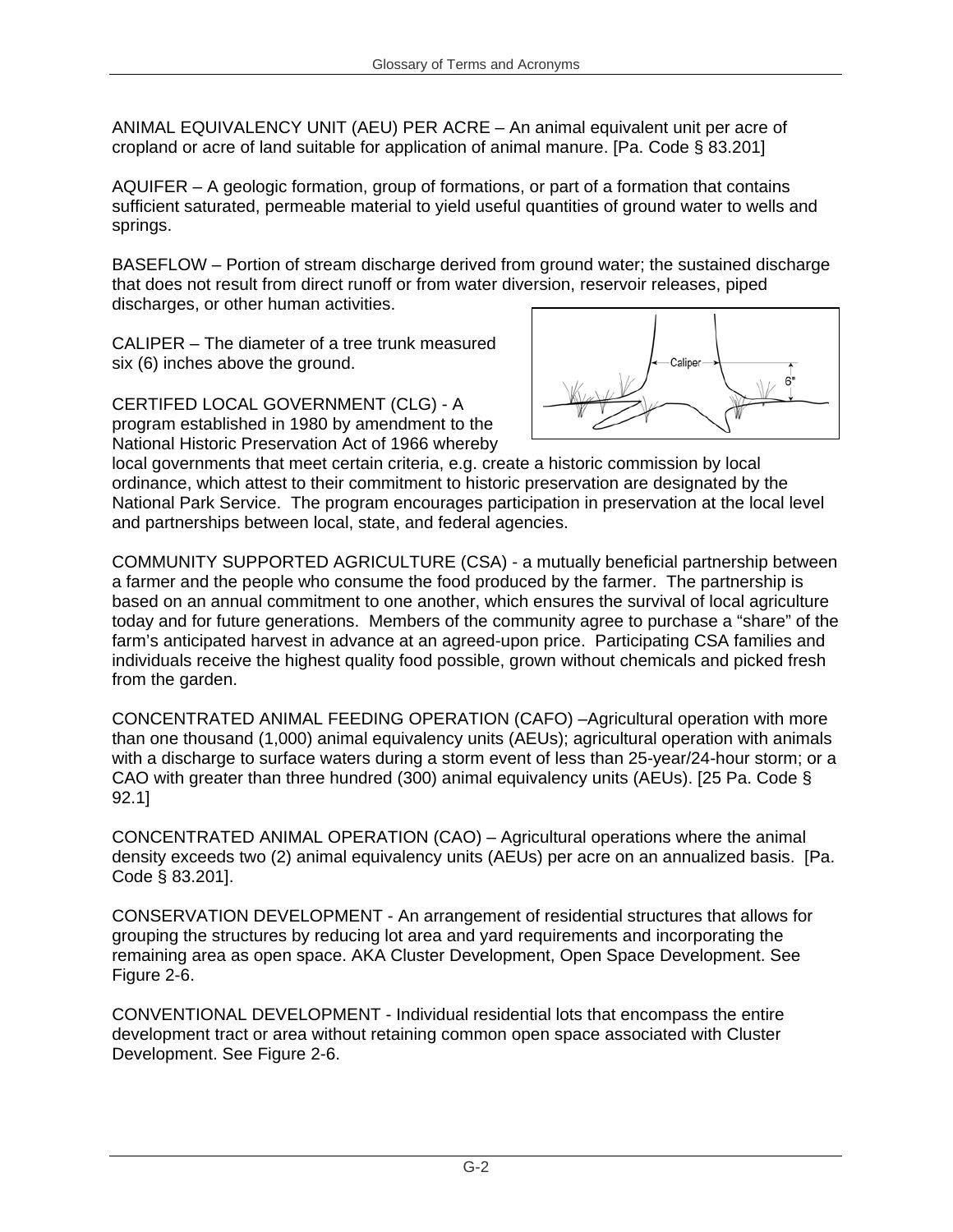ANIMAL EQUIVALENCY UNIT (AEU) PER ACRE – An animal equivalent unit per acre of cropland or acre of land suitable for application of animal manure. [Pa. Code § 83.201]

AQUIFER – A geologic formation, group of formations, or part of a formation that contains sufficient saturated, permeable material to yield useful quantities of ground water to wells and springs.

BASEFLOW – Portion of stream discharge derived from ground water; the sustained discharge that does not result from direct runoff or from water diversion, reservoir releases, piped discharges, or other human activities.

CALIPER – The diameter of a tree trunk measured six (6) inches above the ground.

CERTIFED LOCAL GOVERNMENT (CLG) - A program established in 1980 by amendment to the National Historic Preservation Act of 1966 whereby local governments that meet certain criteria, e.g. create a historic commission by local ordinance, which attest to their commitment to historic preservation are designated by the National Park Service. The program encourages participation in preservation at the local level and partnerships between local, state, and federal agencies.

COMMUNITY SUPPORTED AGRICULTURE (CSA) - a mutually beneficial partnership between a farmer and the people who consume the food produced by the farmer. The partnership is based on an annual commitment to one another, which ensures the survival of local agriculture today and for future generations. Members of the community agree to purchase a "share" of the farm's anticipated harvest in advance at an agreed-upon price. Participating CSA families and individuals receive the highest quality food possible, grown without chemicals and picked fresh from the garden.

CONCENTRATED ANIMAL FEEDING OPERATION (CAFO) –Agricultural operation with more than one thousand (1,000) animal equivalency units (AEUs); agricultural operation with animals with a discharge to surface waters during a storm event of less than 25-year/24-hour storm; or a CAO with greater than three hundred (300) animal equivalency units (AEUs). [25 Pa. Code § 92.1]

CONCENTRATED ANIMAL OPERATION (CAO) – Agricultural operations where the animal density exceeds two (2) animal equivalency units (AEUs) per acre on an annualized basis. [Pa. Code § 83.201].

CONSERVATION DEVELOPMENT - An arrangement of residential structures that allows for grouping the structures by reducing lot area and yard requirements and incorporating the remaining area as open space. AKA Cluster Development, Open Space Development. See Figure 2-6.

CONVENTIONAL DEVELOPMENT - Individual residential lots that encompass the entire development tract or area without retaining common open space associated with Cluster Development. See Figure 2-6.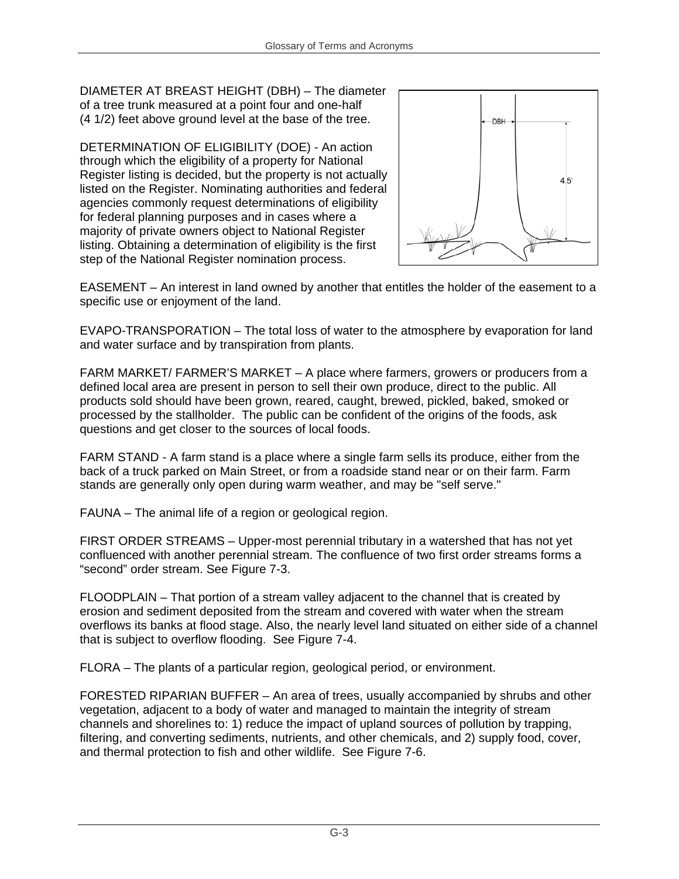DIAMETER AT BREAST HEIGHT (DBH) – The diameter of a tree trunk measured at a point four and one-half (4 1/2) feet above ground level at the base of the tree.

DETERMINATION OF ELIGIBILITY (DOE) - An action through which the eligibility of a property for National Register listing is decided, but the property is not actually listed on the Register. Nominating authorities and federal agencies commonly request determinations of eligibility for federal planning purposes and in cases where a majority of private owners object to National Register listing. Obtaining a determination of eligibility is the first step of the National Register nomination process.

EASEMENT – An interest in land owned by another that entitles the holder of the easement to a specific use or enjoyment of the land.

EVAPO-TRANSPORATION – The total loss of water to the atmosphere by evaporation for land and water surface and by transpiration from plants.

FARM MARKET/ FARMER'S MARKET – A place where farmers, growers or producers from a defined local area are present in person to sell their own produce, direct to the public. All products sold should have been grown, reared, caught, brewed, pickled, baked, smoked or processed by the stallholder. The public can be confident of the origins of the foods, ask questions and get closer to the sources of local foods.

FARM STAND - A farm stand is a place where a single farm sells its produce, either from the back of a truck parked on Main Street, or from a roadside stand near or on their farm. Farm stands are generally only open during warm weather, and may be "self serve."

FAUNA – The animal life of a region or geological region.

FIRST ORDER STREAMS – Upper-most perennial tributary in a watershed that has not yet confluenced with another perennial stream. The confluence of two first order streams forms a "second" order stream. See Figure 7-3.

FLOODPLAIN – That portion of a stream valley adjacent to the channel that is created by erosion and sediment deposited from the stream and covered with water when the stream overflows its banks at flood stage. Also, the nearly level land situated on either side of a channel that is subject to overflow flooding. See Figure 7-4.

FLORA – The plants of a particular region, geological period, or environment.

FORESTED RIPARIAN BUFFER – An area of trees, usually accompanied by shrubs and other vegetation, adjacent to a body of water and managed to maintain the integrity of stream channels and shorelines to: 1) reduce the impact of upland sources of pollution by trapping, filtering, and converting sediments, nutrients, and other chemicals, and 2) supply food, cover, and thermal protection to fish and other wildlife. See Figure 7-6.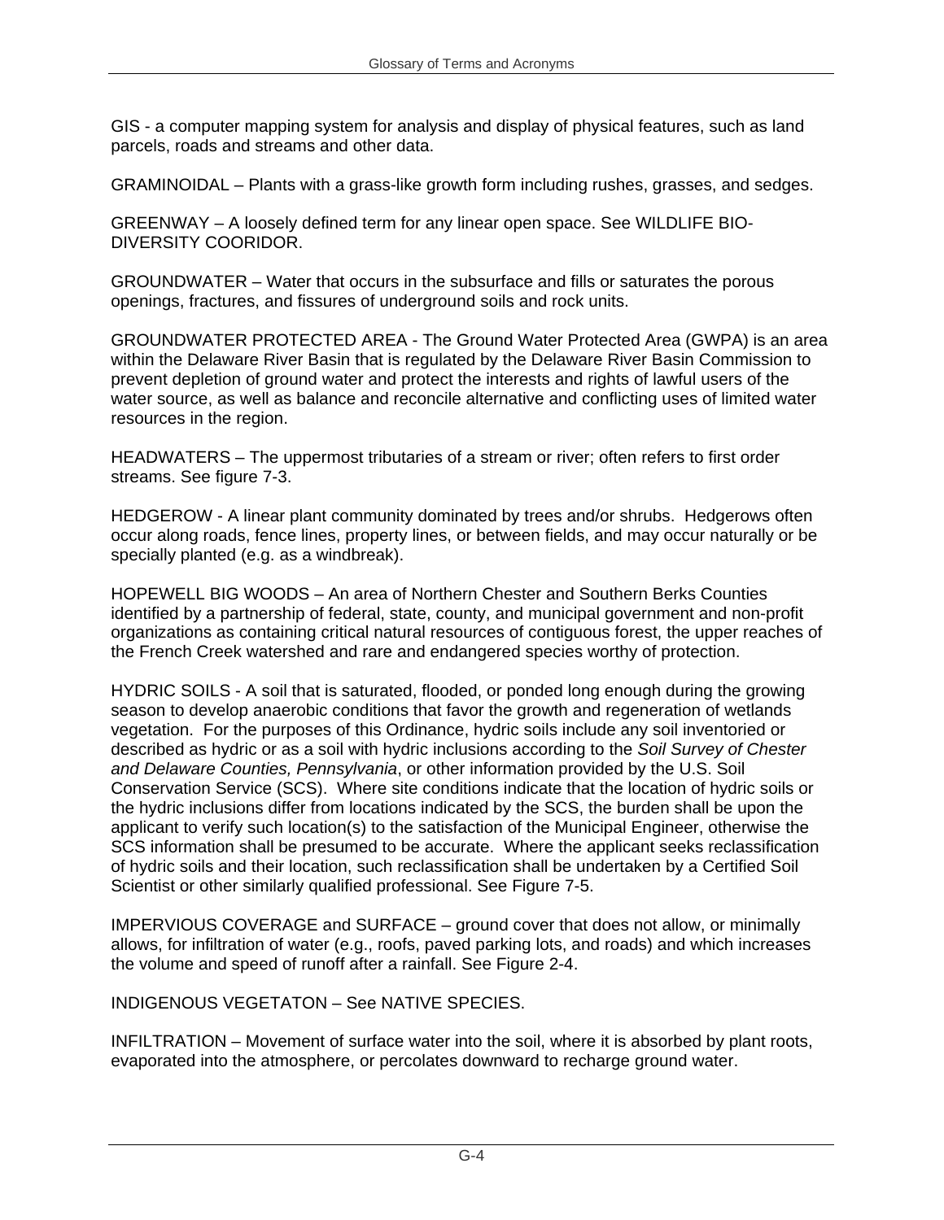GIS - a computer mapping system for analysis and display of physical features, such as land parcels, roads and streams and other data.

GRAMINOIDAL – Plants with a grass-like growth form including rushes, grasses, and sedges.

GREENWAY – A loosely defined term for any linear open space. See WILDLIFE BIO-DIVERSITY COORIDOR.

GROUNDWATER – Water that occurs in the subsurface and fills or saturates the porous openings, fractures, and fissures of underground soils and rock units.

GROUNDWATER PROTECTED AREA - The Ground Water Protected Area (GWPA) is an area within the Delaware River Basin that is regulated by the Delaware River Basin Commission to prevent depletion of ground water and protect the interests and rights of lawful users of the water source, as well as balance and reconcile alternative and conflicting uses of limited water resources in the region.

HEADWATERS – The uppermost tributaries of a stream or river; often refers to first order streams. See figure 7-3.

HEDGEROW - A linear plant community dominated by trees and/or shrubs. Hedgerows often occur along roads, fence lines, property lines, or between fields, and may occur naturally or be specially planted (e.g. as a windbreak).

HOPEWELL BIG WOODS – An area of Northern Chester and Southern Berks Counties identified by a partnership of federal, state, county, and municipal government and non-profit organizations as containing critical natural resources of contiguous forest, the upper reaches of the French Creek watershed and rare and endangered species worthy of protection.

HYDRIC SOILS - A soil that is saturated, flooded, or ponded long enough during the growing season to develop anaerobic conditions that favor the growth and regeneration of wetlands vegetation. For the purposes of this Ordinance, hydric soils include any soil inventoried or described as hydric or as a soil with hydric inclusions according to the *Soil Survey of Chester and Delaware Counties, Pennsylvania*, or other information provided by the U.S. Soil Conservation Service (SCS). Where site conditions indicate that the location of hydric soils or the hydric inclusions differ from locations indicated by the SCS, the burden shall be upon the applicant to verify such location(s) to the satisfaction of the Municipal Engineer, otherwise the SCS information shall be presumed to be accurate. Where the applicant seeks reclassification of hydric soils and their location, such reclassification shall be undertaken by a Certified Soil Scientist or other similarly qualified professional. See Figure 7-5.

IMPERVIOUS COVERAGE and SURFACE – ground cover that does not allow, or minimally allows, for infiltration of water (e.g., roofs, paved parking lots, and roads) and which increases the volume and speed of runoff after a rainfall. See Figure 2-4.

INDIGENOUS VEGETATON – See NATIVE SPECIES.

INFILTRATION – Movement of surface water into the soil, where it is absorbed by plant roots, evaporated into the atmosphere, or percolates downward to recharge ground water.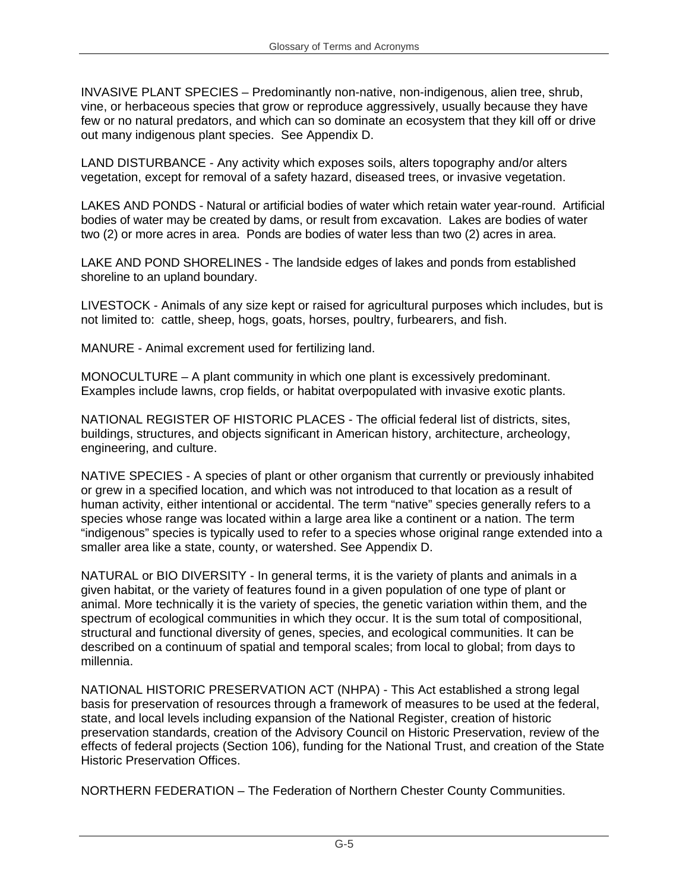INVASIVE PLANT SPECIES – Predominantly non-native, non-indigenous, alien tree, shrub, vine, or herbaceous species that grow or reproduce aggressively, usually because they have few or no natural predators, and which can so dominate an ecosystem that they kill off or drive out many indigenous plant species. See Appendix D.

LAND DISTURBANCE - Any activity which exposes soils, alters topography and/or alters vegetation, except for removal of a safety hazard, diseased trees, or invasive vegetation.

LAKES AND PONDS - Natural or artificial bodies of water which retain water year-round. Artificial bodies of water may be created by dams, or result from excavation. Lakes are bodies of water two (2) or more acres in area. Ponds are bodies of water less than two (2) acres in area.

LAKE AND POND SHORELINES - The landside edges of lakes and ponds from established shoreline to an upland boundary.

LIVESTOCK - Animals of any size kept or raised for agricultural purposes which includes, but is not limited to: cattle, sheep, hogs, goats, horses, poultry, furbearers, and fish.

MANURE - Animal excrement used for fertilizing land.

MONOCULTURE – A plant community in which one plant is excessively predominant. Examples include lawns, crop fields, or habitat overpopulated with invasive exotic plants.

NATIONAL REGISTER OF HISTORIC PLACES - The official federal list of districts, sites, buildings, structures, and objects significant in American history, architecture, archeology, engineering, and culture.

NATIVE SPECIES - A species of plant or other organism that currently or previously inhabited or grew in a specified location, and which was not introduced to that location as a result of human activity, either intentional or accidental. The term "native" species generally refers to a species whose range was located within a large area like a continent or a nation. The term "indigenous" species is typically used to refer to a species whose original range extended into a smaller area like a state, county, or watershed. See Appendix D.

NATURAL or BIO DIVERSITY - In general terms, it is the variety of plants and animals in a given habitat, or the variety of features found in a given population of one type of plant or animal. More technically it is the variety of species, the genetic variation within them, and the spectrum of ecological communities in which they occur. It is the sum total of compositional, structural and functional diversity of genes, species, and ecological communities. It can be described on a continuum of spatial and temporal scales; from local to global; from days to millennia.

NATIONAL HISTORIC PRESERVATION ACT (NHPA) - This Act established a strong legal basis for preservation of resources through a framework of measures to be used at the federal, state, and local levels including expansion of the National Register, creation of historic preservation standards, creation of the Advisory Council on Historic Preservation, review of the effects of federal projects (Section 106), funding for the National Trust, and creation of the State Historic Preservation Offices.

NORTHERN FEDERATION – The Federation of Northern Chester County Communities.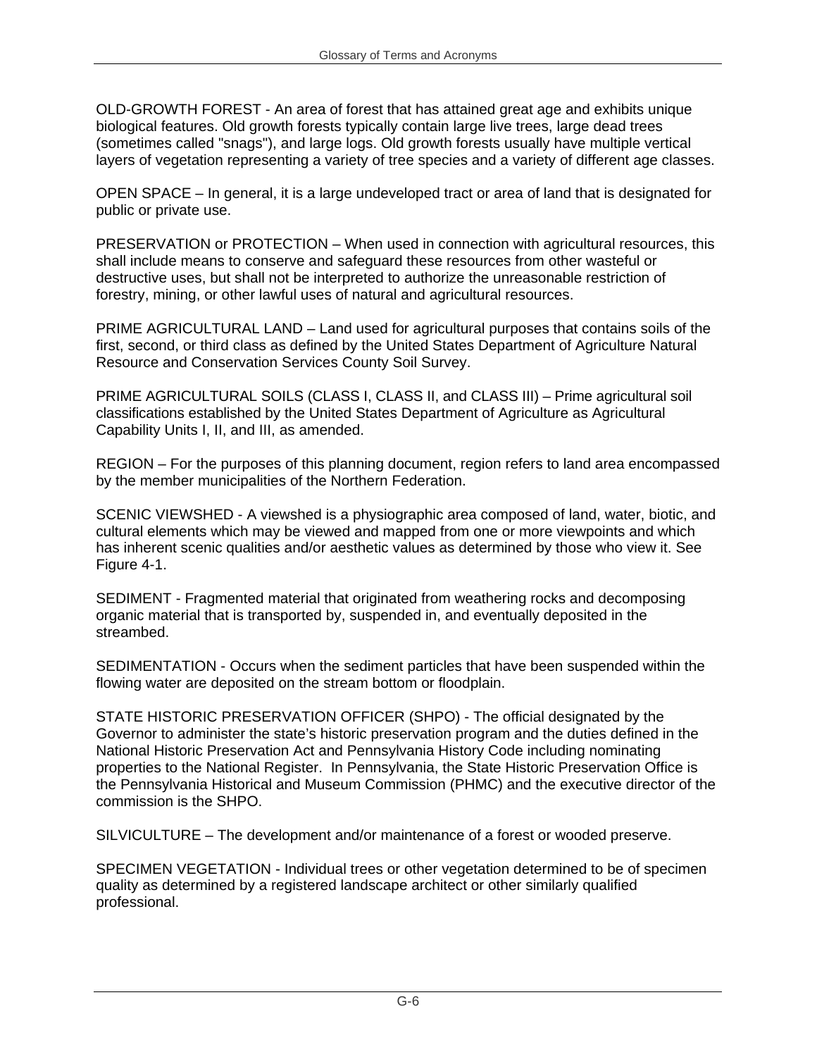OLD-GROWTH FOREST - An area of forest that has attained great age and exhibits unique biological features. Old growth forests typically contain large live trees, large dead trees (sometimes called "snags"), and large logs. Old growth forests usually have multiple vertical layers of vegetation representing a variety of tree species and a variety of different age classes.

OPEN SPACE – In general, it is a large undeveloped tract or area of land that is designated for public or private use.

PRESERVATION or PROTECTION – When used in connection with agricultural resources, this shall include means to conserve and safeguard these resources from other wasteful or destructive uses, but shall not be interpreted to authorize the unreasonable restriction of forestry, mining, or other lawful uses of natural and agricultural resources.

PRIME AGRICULTURAL LAND – Land used for agricultural purposes that contains soils of the first, second, or third class as defined by the United States Department of Agriculture Natural Resource and Conservation Services County Soil Survey.

PRIME AGRICULTURAL SOILS (CLASS I, CLASS II, and CLASS III) – Prime agricultural soil classifications established by the United States Department of Agriculture as Agricultural Capability Units I, II, and III, as amended.

REGION – For the purposes of this planning document, region refers to land area encompassed by the member municipalities of the Northern Federation.

SCENIC VIEWSHED - A viewshed is a physiographic area composed of land, water, biotic, and cultural elements which may be viewed and mapped from one or more viewpoints and which has inherent scenic qualities and/or aesthetic values as determined by those who view it. See Figure 4-1.

SEDIMENT - Fragmented material that originated from weathering rocks and decomposing organic material that is transported by, suspended in, and eventually deposited in the streambed.

SEDIMENTATION - Occurs when the sediment particles that have been suspended within the flowing water are deposited on the stream bottom or floodplain.

STATE HISTORIC PRESERVATION OFFICER (SHPO) - The official designated by the Governor to administer the state's historic preservation program and the duties defined in the National Historic Preservation Act and Pennsylvania History Code including nominating properties to the National Register. In Pennsylvania, the State Historic Preservation Office is the Pennsylvania Historical and Museum Commission (PHMC) and the executive director of the commission is the SHPO.

SILVICULTURE – The development and/or maintenance of a forest or wooded preserve.

SPECIMEN VEGETATION - Individual trees or other vegetation determined to be of specimen quality as determined by a registered landscape architect or other similarly qualified professional.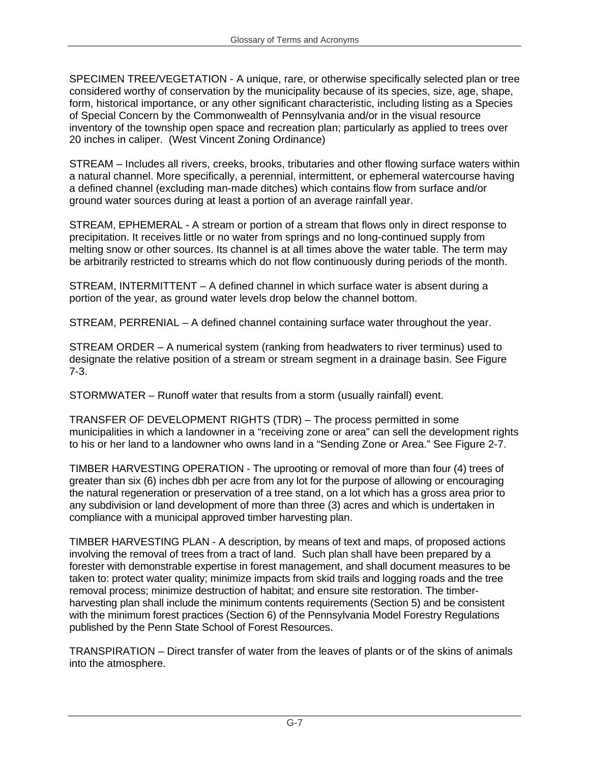SPECIMEN TREE/VEGETATION - A unique, rare, or otherwise specifically selected plan or tree considered worthy of conservation by the municipality because of its species, size, age, shape, form, historical importance, or any other significant characteristic, including listing as a Species of Special Concern by the Commonwealth of Pennsylvania and/or in the visual resource inventory of the township open space and recreation plan; particularly as applied to trees over 20 inches in caliper. (West Vincent Zoning Ordinance)

STREAM – Includes all rivers, creeks, brooks, tributaries and other flowing surface waters within a natural channel. More specifically, a perennial, intermittent, or ephemeral watercourse having a defined channel (excluding man-made ditches) which contains flow from surface and/or ground water sources during at least a portion of an average rainfall year.

STREAM, EPHEMERAL - A stream or portion of a stream that flows only in direct response to precipitation. It receives little or no water from springs and no long-continued supply from melting snow or other sources. Its channel is at all times above the water table. The term may be arbitrarily restricted to streams which do not flow continuously during periods of the month.

STREAM, INTERMITTENT – A defined channel in which surface water is absent during a portion of the year, as ground water levels drop below the channel bottom.

STREAM, PERRENIAL – A defined channel containing surface water throughout the year.

STREAM ORDER – A numerical system (ranking from headwaters to river terminus) used to designate the relative position of a stream or stream segment in a drainage basin. See Figure 7-3.

STORMWATER – Runoff water that results from a storm (usually rainfall) event.

TRANSFER OF DEVELOPMENT RIGHTS (TDR) – The process permitted in some municipalities in which a landowner in a "receiving zone or area" can sell the development rights to his or her land to a landowner who owns land in a "Sending Zone or Area." See Figure 2-7.

TIMBER HARVESTING OPERATION - The uprooting or removal of more than four (4) trees of greater than six (6) inches dbh per acre from any lot for the purpose of allowing or encouraging the natural regeneration or preservation of a tree stand, on a lot which has a gross area prior to any subdivision or land development of more than three (3) acres and which is undertaken in compliance with a municipal approved timber harvesting plan.

TIMBER HARVESTING PLAN - A description, by means of text and maps, of proposed actions involving the removal of trees from a tract of land. Such plan shall have been prepared by a forester with demonstrable expertise in forest management, and shall document measures to be taken to: protect water quality; minimize impacts from skid trails and logging roads and the tree removal process; minimize destruction of habitat; and ensure site restoration. The timber-harvesting plan shall include the minimum contents requirements (Section 5) and be consistent with the minimum forest practices (Section 6) of the Pennsylvania Model Forestry Regulations published by the Penn State School of Forest Resources.

TRANSPIRATION – Direct transfer of water from the leaves of plants or of the skins of animals into the atmosphere.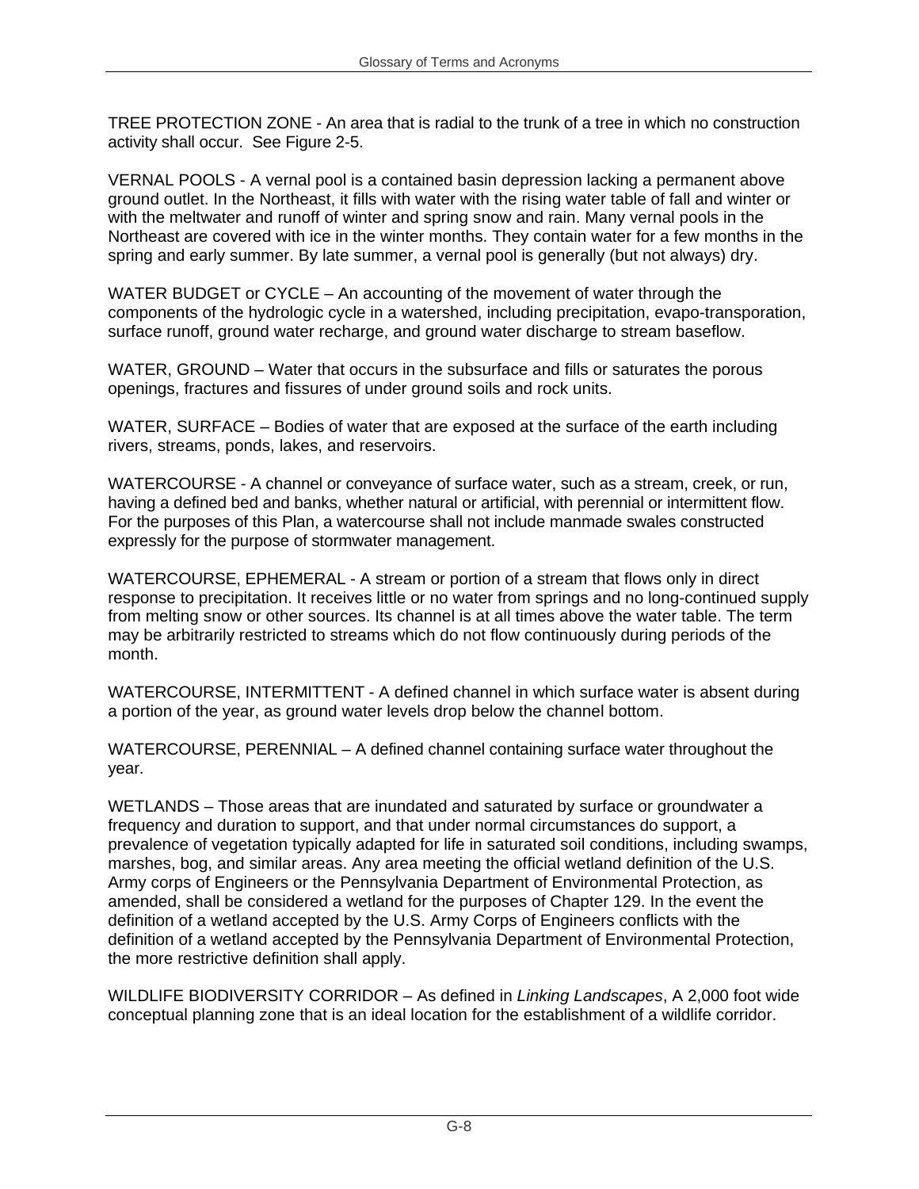TREE PROTECTION ZONE - An area that is radial to the trunk of a tree in which no construction activity shall occur. See Figure 2-5.

VERNAL POOLS - A vernal pool is a contained basin depression lacking a permanent above ground outlet. In the Northeast, it fills with water with the rising water table of fall and winter or with the meltwater and runoff of winter and spring snow and rain. Many vernal pools in the Northeast are covered with ice in the winter months. They contain water for a few months in the spring and early summer. By late summer, a vernal pool is generally (but not always) dry.

WATER BUDGET or CYCLE – An accounting of the movement of water through the components of the hydrologic cycle in a watershed, including precipitation, evapo-transporation, surface runoff, ground water recharge, and ground water discharge to stream baseflow.

WATER, GROUND – Water that occurs in the subsurface and fills or saturates the porous openings, fractures and fissures of under ground soils and rock units.

WATER, SURFACE – Bodies of water that are exposed at the surface of the earth including rivers, streams, ponds, lakes, and reservoirs.

WATERCOURSE - A channel or conveyance of surface water, such as a stream, creek, or run, having a defined bed and banks, whether natural or artificial, with perennial or intermittent flow. For the purposes of this Plan, a watercourse shall not include manmade swales constructed expressly for the purpose of stormwater management.

WATERCOURSE, EPHEMERAL - A stream or portion of a stream that flows only in direct response to precipitation. It receives little or no water from springs and no long-continued supply from melting snow or other sources. Its channel is at all times above the water table. The term may be arbitrarily restricted to streams which do not flow continuously during periods of the month.

WATERCOURSE, INTERMITTENT - A defined channel in which surface water is absent during a portion of the year, as ground water levels drop below the channel bottom.

WATERCOURSE, PERENNIAL – A defined channel containing surface water throughout the year.

WETLANDS – Those areas that are inundated and saturated by surface or groundwater a frequency and duration to support, and that under normal circumstances do support, a prevalence of vegetation typically adapted for life in saturated soil conditions, including swamps, marshes, bog, and similar areas. Any area meeting the official wetland definition of the U.S. Army corps of Engineers or the Pennsylvania Department of Environmental Protection, as amended, shall be considered a wetland for the purposes of Chapter 129. In the event the definition of a wetland accepted by the U.S. Army Corps of Engineers conflicts with the definition of a wetland accepted by the Pennsylvania Department of Environmental Protection, the more restrictive definition shall apply.

WILDLIFE BIODIVERSITY CORRIDOR – As defined in *Linking Landscapes*, A 2,000 foot wide conceptual planning zone that is an ideal location for the establishment of a wildlife corridor.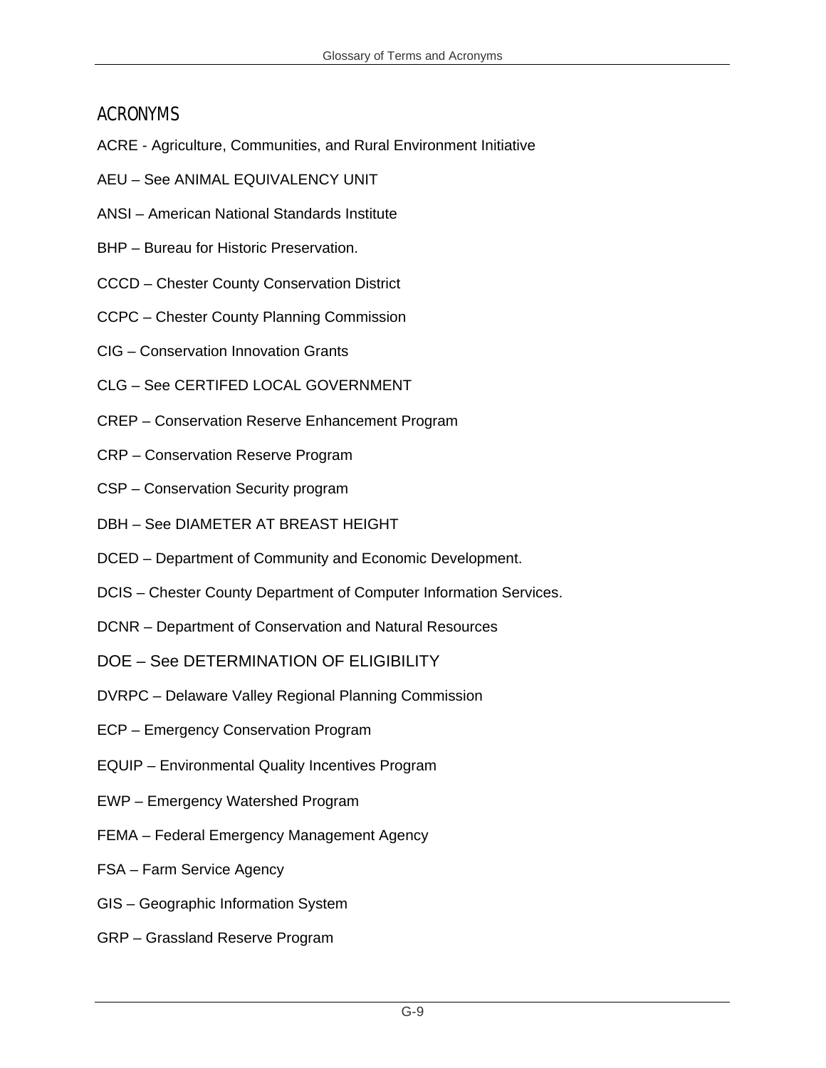## ACRONYMS

ACRE - Agriculture, Communities, and Rural Environment Initiative

AEU – See ANIMAL EQUIVALENCY UNIT

ANSI – American National Standards Institute

BHP – Bureau for Historic Preservation.

CCCD – Chester County Conservation District

CCPC – Chester County Planning Commission

CIG – Conservation Innovation Grants

CLG – See CERTIFED LOCAL GOVERNMENT

CREP – Conservation Reserve Enhancement Program

CRP – Conservation Reserve Program

CSP – Conservation Security program

DBH – See DIAMETER AT BREAST HEIGHT

DCED – Department of Community and Economic Development.

DCIS – Chester County Department of Computer Information Services.

DCNR – Department of Conservation and Natural Resources

DOE – See DETERMINATION OF ELIGIBILITY

DVRPC – Delaware Valley Regional Planning Commission

ECP – Emergency Conservation Program

EQUIP – Environmental Quality Incentives Program

EWP – Emergency Watershed Program

FEMA – Federal Emergency Management Agency

FSA – Farm Service Agency

GIS – Geographic Information System

GRP – Grassland Reserve Program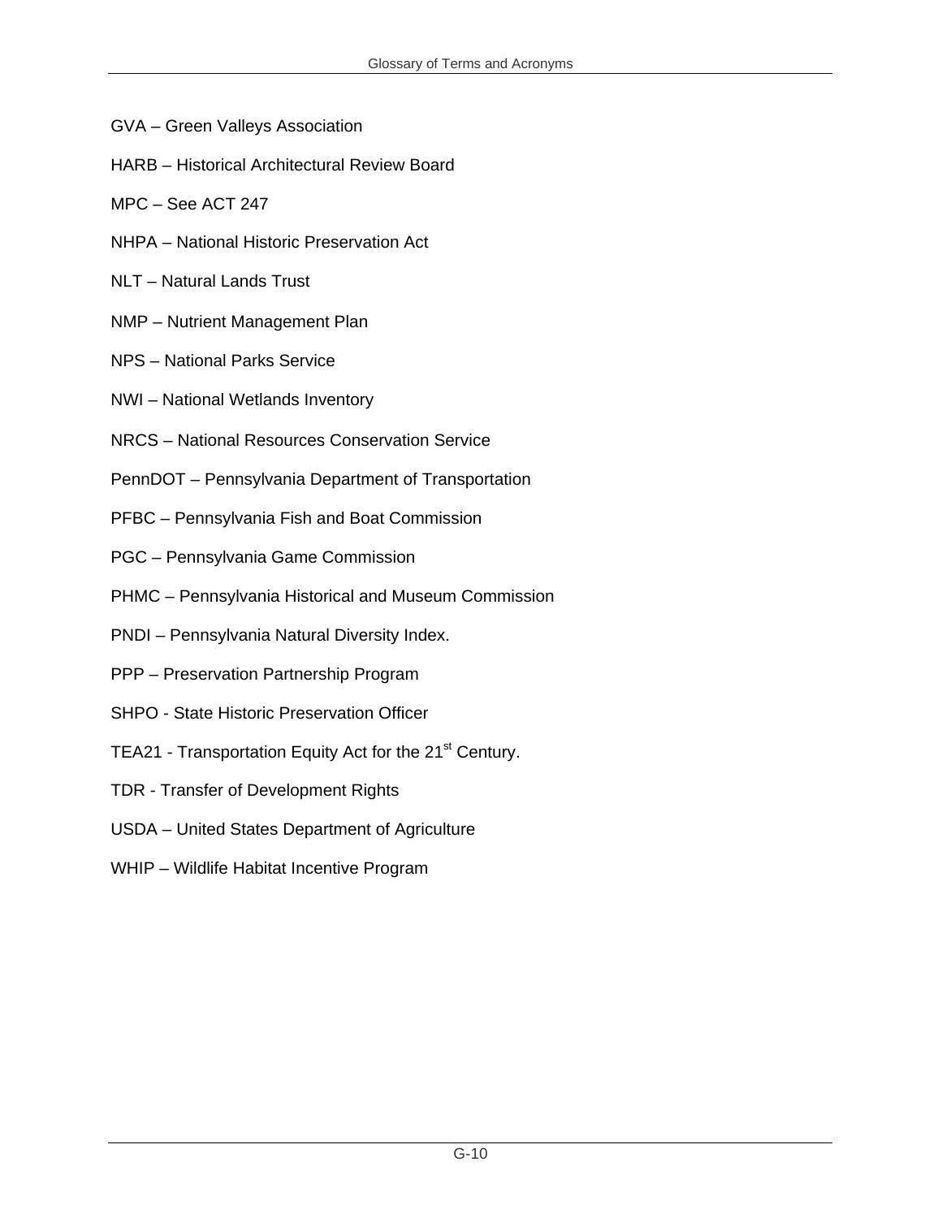GVA – Green Valleys Association

HARB – Historical Architectural Review Board

MPC – See ACT 247

NHPA – National Historic Preservation Act

NLT – Natural Lands Trust

NMP – Nutrient Management Plan

NPS – National Parks Service

NWI – National Wetlands Inventory

NRCS – National Resources Conservation Service

PennDOT – Pennsylvania Department of Transportation

PFBC – Pennsylvania Fish and Boat Commission

PGC – Pennsylvania Game Commission

PHMC – Pennsylvania Historical and Museum Commission

PNDI – Pennsylvania Natural Diversity Index.

PPP – Preservation Partnership Program

SHPO - State Historic Preservation Officer

TEA21 - Transportation Equity Act for the 21st Century.

TDR - Transfer of Development Rights

USDA – United States Department of Agriculture

WHIP – Wildlife Habitat Incentive Program